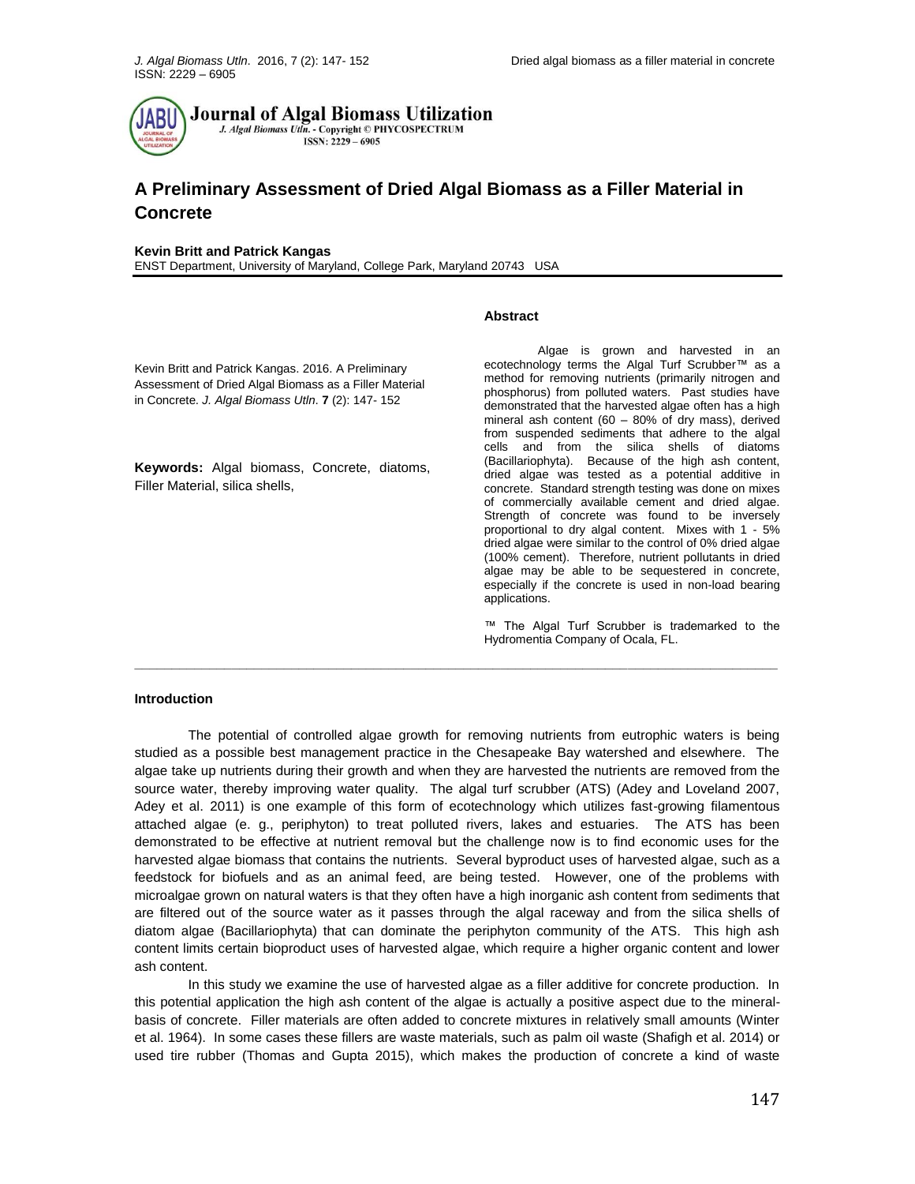# A Preliminary Assessment of Dried Algal Biomass as a Filler Material in Concrete

**Kevin Britt and Patrick Kangas**
ENST Department, University of Maryland, College Park, Maryland 20743 USA

Kevin Britt and Patrick Kangas. 2016. A Preliminary Assessment of Dried Algal Biomass as a Filler Material in Concrete. *J. Algal Biomass Utln*. **7** (2): 147- 152

**Keywords:** Algal biomass, Concrete, diatoms, Filler Material, silica shells,

## Abstract

Algae is grown and harvested in an ecotechnology terms the Algal Turf Scrubber™ as a method for removing nutrients (primarily nitrogen and phosphorus) from polluted waters. Past studies have demonstrated that the harvested algae often has a high mineral ash content (60 – 80% of dry mass), derived from suspended sediments that adhere to the algal cells and from the silica shells of diatoms (Bacillariophyta). Because of the high ash content, dried algae was tested as a potential additive in concrete. Standard strength testing was done on mixes of commercially available cement and dried algae. Strength of concrete was found to be inversely proportional to dry algal content. Mixes with 1 - 5% dried algae were similar to the control of 0% dried algae (100% cement). Therefore, nutrient pollutants in dried algae may be able to be sequestered in concrete, especially if the concrete is used in non-load bearing applications.

™ The Algal Turf Scrubber is trademarked to the Hydromentia Company of Ocala, FL.

## Introduction

The potential of controlled algae growth for removing nutrients from eutrophic waters is being studied as a possible best management practice in the Chesapeake Bay watershed and elsewhere. The algae take up nutrients during their growth and when they are harvested the nutrients are removed from the source water, thereby improving water quality. The algal turf scrubber (ATS) (Adey and Loveland 2007, Adey et al. 2011) is one example of this form of ecotechnology which utilizes fast-growing filamentous attached algae (e. g., periphyton) to treat polluted rivers, lakes and estuaries. The ATS has been demonstrated to be effective at nutrient removal but the challenge now is to find economic uses for the harvested algae biomass that contains the nutrients. Several byproduct uses of harvested algae, such as a feedstock for biofuels and as an animal feed, are being tested. However, one of the problems with microalgae grown on natural waters is that they often have a high inorganic ash content from sediments that are filtered out of the source water as it passes through the algal raceway and from the silica shells of diatom algae (Bacillariophyta) that can dominate the periphyton community of the ATS. This high ash content limits certain bioproduct uses of harvested algae, which require a higher organic content and lower ash content.

In this study we examine the use of harvested algae as a filler additive for concrete production. In this potential application the high ash content of the algae is actually a positive aspect due to the mineral-basis of concrete. Filler materials are often added to concrete mixtures in relatively small amounts (Winter et al. 1964). In some cases these fillers are waste materials, such as palm oil waste (Shafigh et al. 2014) or used tire rubber (Thomas and Gupta 2015), which makes the production of concrete a kind of waste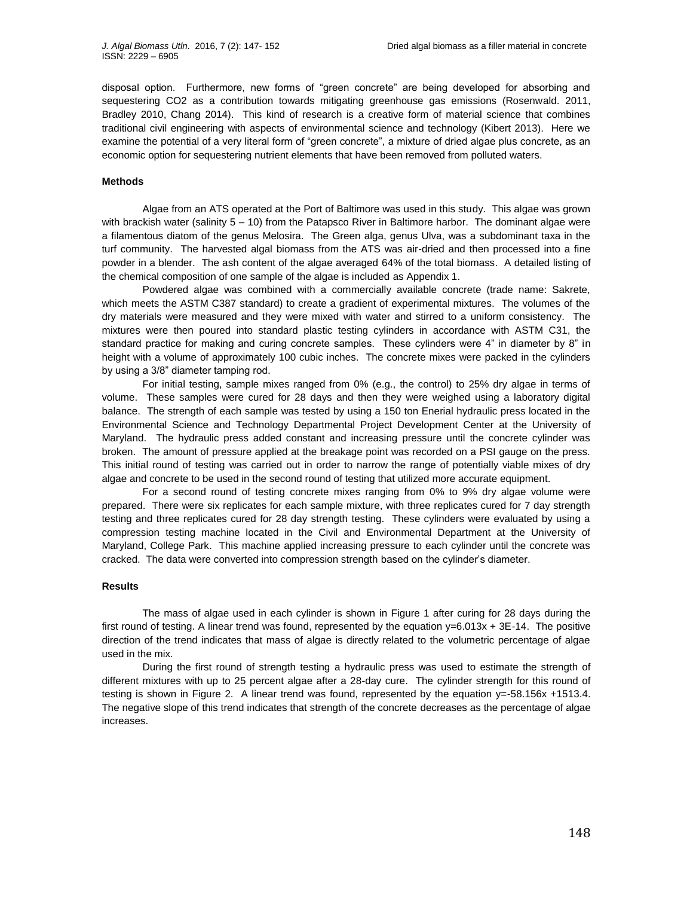disposal option. Furthermore, new forms of "green concrete" are being developed for absorbing and sequestering $CO_2$ as a contribution towards mitigating greenhouse gas emissions (Rosenwald. 2011, Bradley 2010, Chang 2014). This kind of research is a creative form of material science that combines traditional civil engineering with aspects of environmental science and technology (Kibert 2013). Here we examine the potential of a very literal form of "green concrete", a mixture of dried algae plus concrete, as an economic option for sequestering nutrient elements that have been removed from polluted waters.

### Methods

Algae from an ATS operated at the Port of Baltimore was used in this study. This algae was grown with brackish water (salinity 5 – 10) from the Patapsco River in Baltimore harbor. The dominant algae were a filamentous diatom of the genus Melosira. The Green alga, genus Ulva, was a subdominant taxa in the turf community. The harvested algal biomass from the ATS was air-dried and then processed into a fine powder in a blender. The ash content of the algae averaged 64% of the total biomass. A detailed listing of the chemical composition of one sample of the algae is included as Appendix 1.

Powdered algae was combined with a commercially available concrete (trade name: Sakrete, which meets the ASTM C387 standard) to create a gradient of experimental mixtures. The volumes of the dry materials were measured and they were mixed with water and stirred to a uniform consistency. The mixtures were then poured into standard plastic testing cylinders in accordance with ASTM C31, the standard practice for making and curing concrete samples. These cylinders were 4" in diameter by 8" in height with a volume of approximately 100 cubic inches. The concrete mixes were packed in the cylinders by using a 3/8" diameter tamping rod.

For initial testing, sample mixes ranged from 0% (e.g., the control) to 25% dry algae in terms of volume. These samples were cured for 28 days and then they were weighed using a laboratory digital balance. The strength of each sample was tested by using a 150 ton Enerial hydraulic press located in the Environmental Science and Technology Departmental Project Development Center at the University of Maryland. The hydraulic press added constant and increasing pressure until the concrete cylinder was broken. The amount of pressure applied at the breakage point was recorded on a PSI gauge on the press. This initial round of testing was carried out in order to narrow the range of potentially viable mixes of dry algae and concrete to be used in the second round of testing that utilized more accurate equipment.

For a second round of testing concrete mixes ranging from 0% to 9% dry algae volume were prepared. There were six replicates for each sample mixture, with three replicates cured for 7 day strength testing and three replicates cured for 28 day strength testing. These cylinders were evaluated by using a compression testing machine located in the Civil and Environmental Department at the University of Maryland, College Park. This machine applied increasing pressure to each cylinder until the concrete was cracked. The data were converted into compression strength based on the cylinder's diameter.

### Results

The mass of algae used in each cylinder is shown in Figure 1 after curing for 28 days during the first round of testing. A linear trend was found, represented by the equation $y=6.013x + 3E\text{-}14$. The positive direction of the trend indicates that mass of algae is directly related to the volumetric percentage of algae used in the mix.

During the first round of strength testing a hydraulic press was used to estimate the strength of different mixtures with up to 25 percent algae after a 28-day cure. The cylinder strength for this round of testing is shown in Figure 2. A linear trend was found, represented by the equation $y=-58.156x +1513.4$. The negative slope of this trend indicates that strength of the concrete decreases as the percentage of algae increases.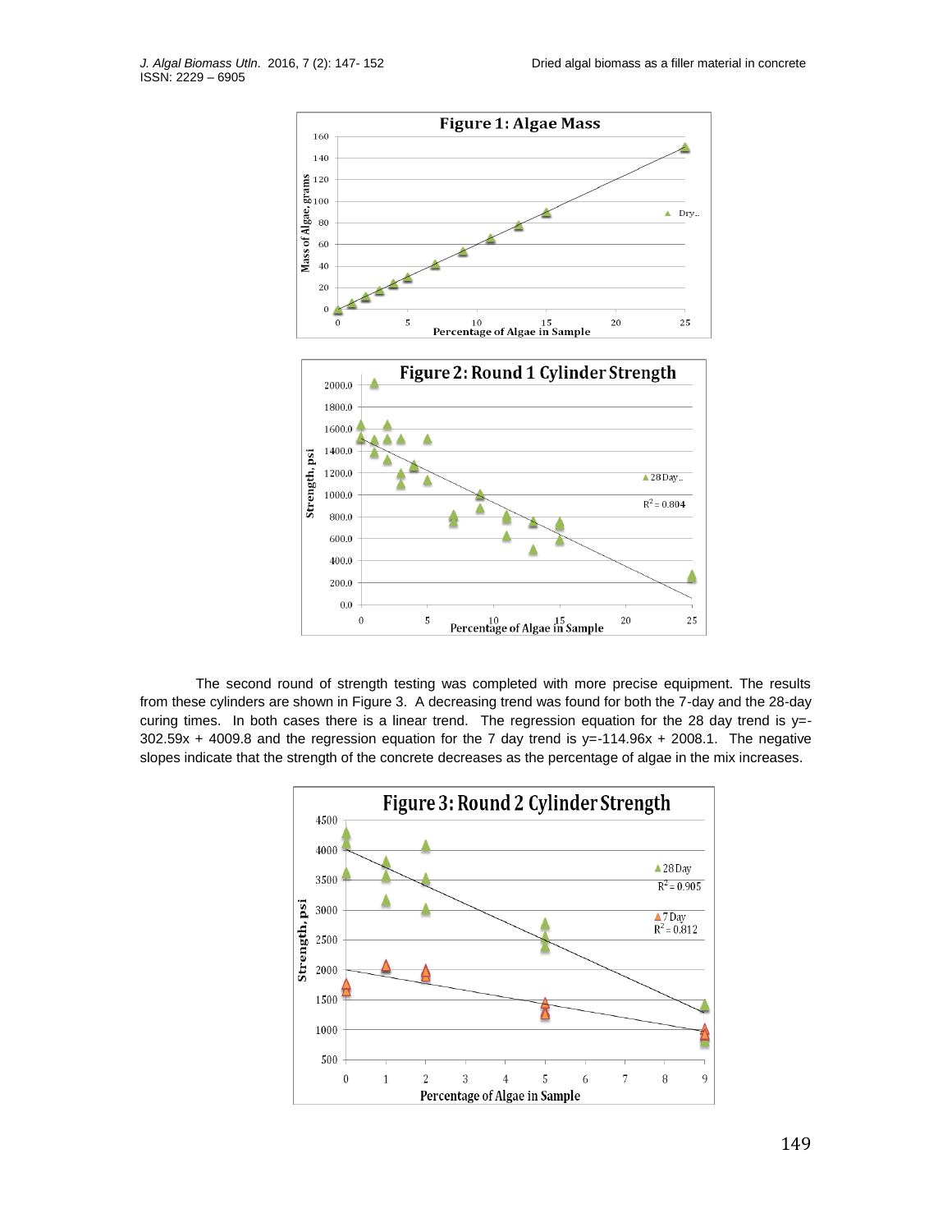The second round of strength testing was completed with more precise equipment. The results from these cylinders are shown in Figure 3. A decreasing trend was found for both the 7-day and the 28-day curing times. In both cases there is a linear trend. The regression equation for the 28 day trend is $y=-302.59x + 4009.8$ and the regression equation for the 7 day trend is $y=-114.96x + 2008.1$. The negative slopes indicate that the strength of the concrete decreases as the percentage of algae in the mix increases.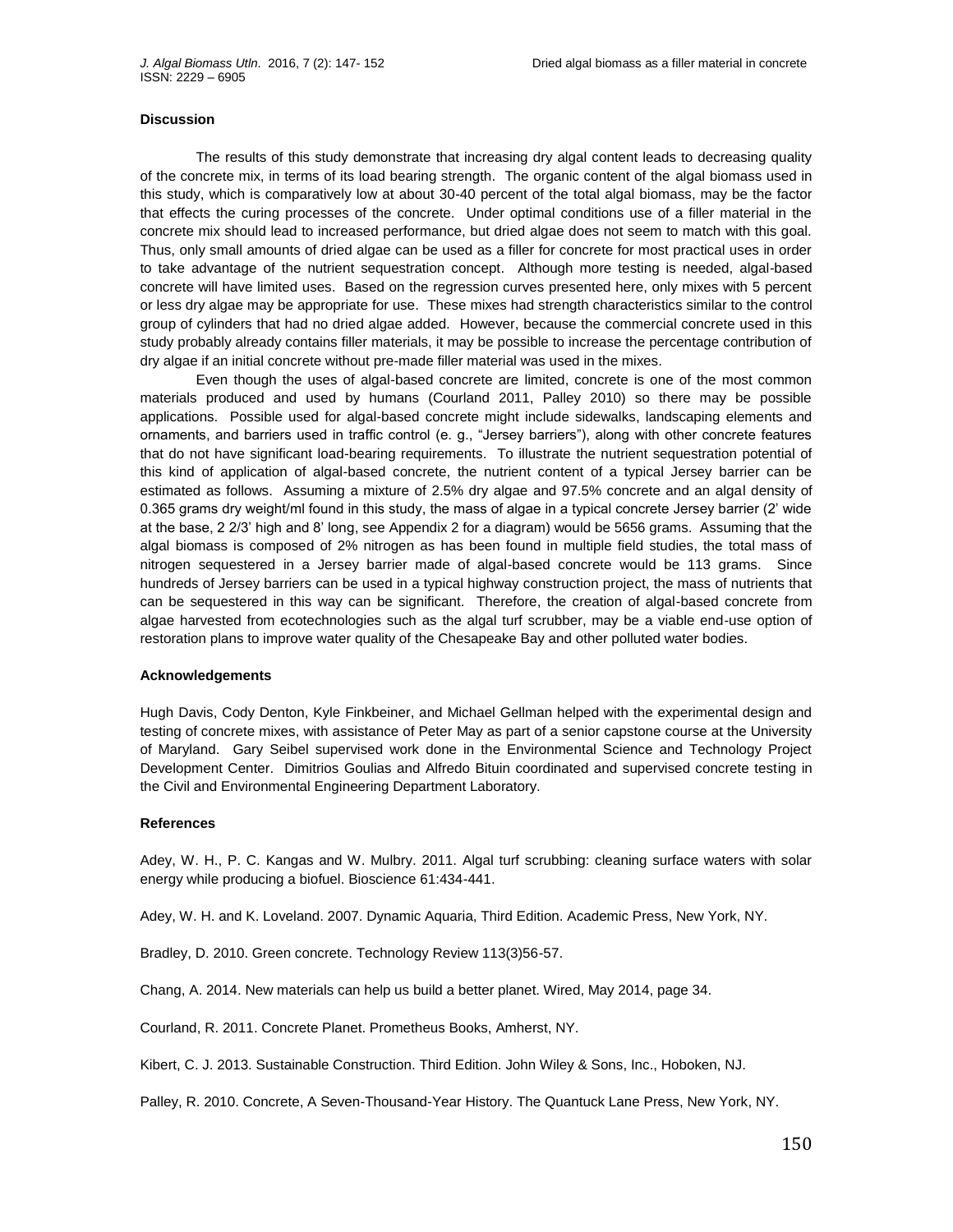## Discussion

The results of this study demonstrate that increasing dry algal content leads to decreasing quality of the concrete mix, in terms of its load bearing strength. The organic content of the algal biomass used in this study, which is comparatively low at about 30-40 percent of the total algal biomass, may be the factor that effects the curing processes of the concrete. Under optimal conditions use of a filler material in the concrete mix should lead to increased performance, but dried algae does not seem to match with this goal. Thus, only small amounts of dried algae can be used as a filler for concrete for most practical uses in order to take advantage of the nutrient sequestration concept. Although more testing is needed, algal-based concrete will have limited uses. Based on the regression curves presented here, only mixes with 5 percent or less dry algae may be appropriate for use. These mixes had strength characteristics similar to the control group of cylinders that had no dried algae added. However, because the commercial concrete used in this study probably already contains filler materials, it may be possible to increase the percentage contribution of dry algae if an initial concrete without pre-made filler material was used in the mixes.

Even though the uses of algal-based concrete are limited, concrete is one of the most common materials produced and used by humans (Courland 2011, Palley 2010) so there may be possible applications. Possible used for algal-based concrete might include sidewalks, landscaping elements and ornaments, and barriers used in traffic control (e. g., "Jersey barriers"), along with other concrete features that do not have significant load-bearing requirements. To illustrate the nutrient sequestration potential of this kind of application of algal-based concrete, the nutrient content of a typical Jersey barrier can be estimated as follows. Assuming a mixture of 2.5% dry algae and 97.5% concrete and an algal density of 0.365 grams dry weight/ml found in this study, the mass of algae in a typical concrete Jersey barrier (2' wide at the base, 2 2/3' high and 8' long, see Appendix 2 for a diagram) would be 5656 grams. Assuming that the algal biomass is composed of 2% nitrogen as has been found in multiple field studies, the total mass of nitrogen sequestered in a Jersey barrier made of algal-based concrete would be 113 grams. Since hundreds of Jersey barriers can be used in a typical highway construction project, the mass of nutrients that can be sequestered in this way can be significant. Therefore, the creation of algal-based concrete from algae harvested from ecotechnologies such as the algal turf scrubber, may be a viable end-use option of restoration plans to improve water quality of the Chesapeake Bay and other polluted water bodies.

## Acknowledgements

Hugh Davis, Cody Denton, Kyle Finkbeiner, and Michael Gellman helped with the experimental design and testing of concrete mixes, with assistance of Peter May as part of a senior capstone course at the University of Maryland. Gary Seibel supervised work done in the Environmental Science and Technology Project Development Center. Dimitrios Goulias and Alfredo Bituin coordinated and supervised concrete testing in the Civil and Environmental Engineering Department Laboratory.

## References

Adey, W. H., P. C. Kangas and W. Mulbry. 2011. Algal turf scrubbing: cleaning surface waters with solar energy while producing a biofuel. Bioscience 61:434-441.

Adey, W. H. and K. Loveland. 2007. Dynamic Aquaria, Third Edition. Academic Press, New York, NY.

Bradley, D. 2010. Green concrete. Technology Review 113(3)56-57.

Chang, A. 2014. New materials can help us build a better planet. Wired, May 2014, page 34.

Courland, R. 2011. Concrete Planet. Prometheus Books, Amherst, NY.

Kibert, C. J. 2013. Sustainable Construction. Third Edition. John Wiley & Sons, Inc., Hoboken, NJ.

Palley, R. 2010. Concrete, A Seven-Thousand-Year History. The Quantuck Lane Press, New York, NY.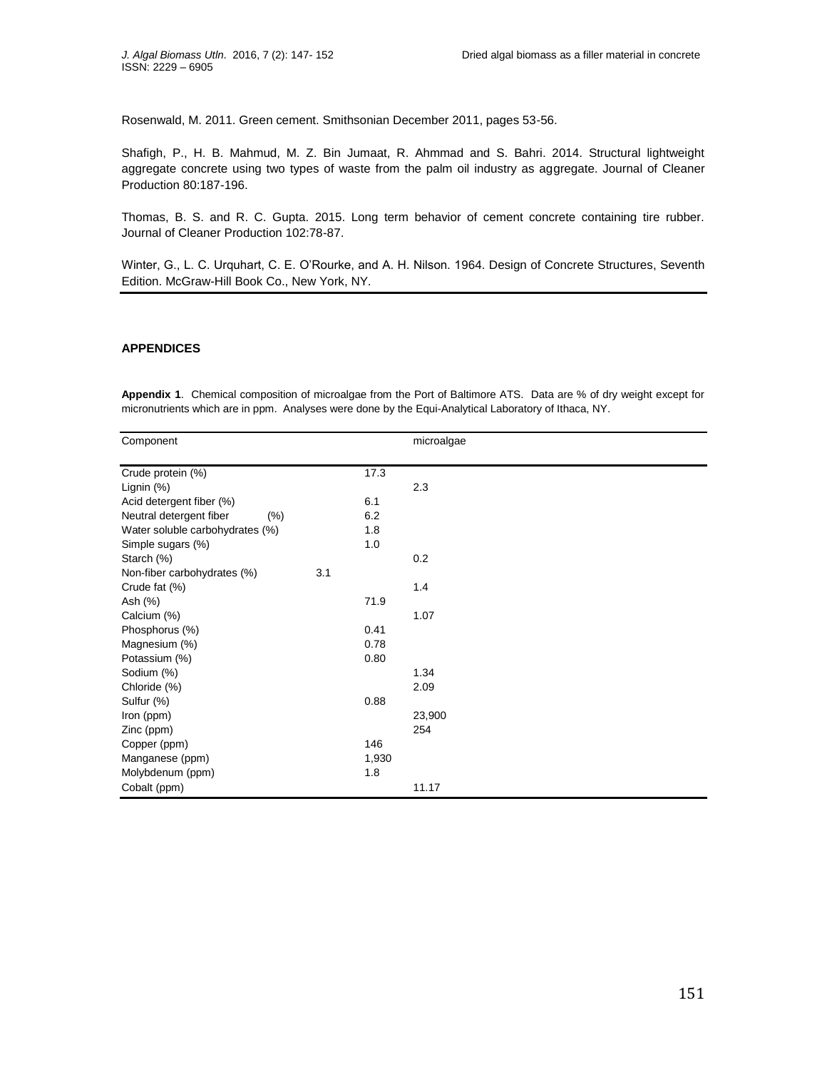Rosenwald, M. 2011. Green cement. Smithsonian December 2011, pages 53-56.

Shafigh, P., H. B. Mahmud, M. Z. Bin Jumaat, R. Ahmmad and S. Bahri. 2014. Structural lightweight aggregate concrete using two types of waste from the palm oil industry as aggregate. Journal of Cleaner Production 80:187-196.

Thomas, B. S. and R. C. Gupta. 2015. Long term behavior of cement concrete containing tire rubber. Journal of Cleaner Production 102:78-87.

Winter, G., L. C. Urquhart, C. E. O'Rourke, and A. H. Nilson. 1964. Design of Concrete Structures, Seventh Edition. McGraw-Hill Book Co., New York, NY.

## APPENDICES

**Appendix 1**. Chemical composition of microalgae from the Port of Baltimore ATS. Data are % of dry weight except for micronutrients which are in ppm. Analyses were done by the Equi-Analytical Laboratory of Ithaca, NY.

| Component | microalgae |
|---|---|
| Crude protein (%) | 17.3 |
| Lignin (%) | 2.3 |
| Acid detergent fiber (%) | 6.1 |
| Neutral detergent fiber (%) | 6.2 |
| Water soluble carbohydrates (%) | 1.8 |
| Simple sugars (%) | 1.0 |
| Starch (%) | 0.2 |
| Non-fiber carbohydrates (%) | 3.1 |
| Crude fat (%) | 1.4 |
| Ash (%) | 71.9 |
| Calcium (%) | 1.07 |
| Phosphorus (%) | 0.41 |
| Magnesium (%) | 0.78 |
| Potassium (%) | 0.80 |
| Sodium (%) | 1.34 |
| Chloride (%) | 2.09 |
| Sulfur (%) | 0.88 |
| Iron (ppm) | 23,900 |
| Zinc (ppm) | 254 |
| Copper (ppm) | 146 |
| Manganese (ppm) | 1,930 |
| Molybdenum (ppm) | 1.8 |
| Cobalt (ppm) | 11.17 |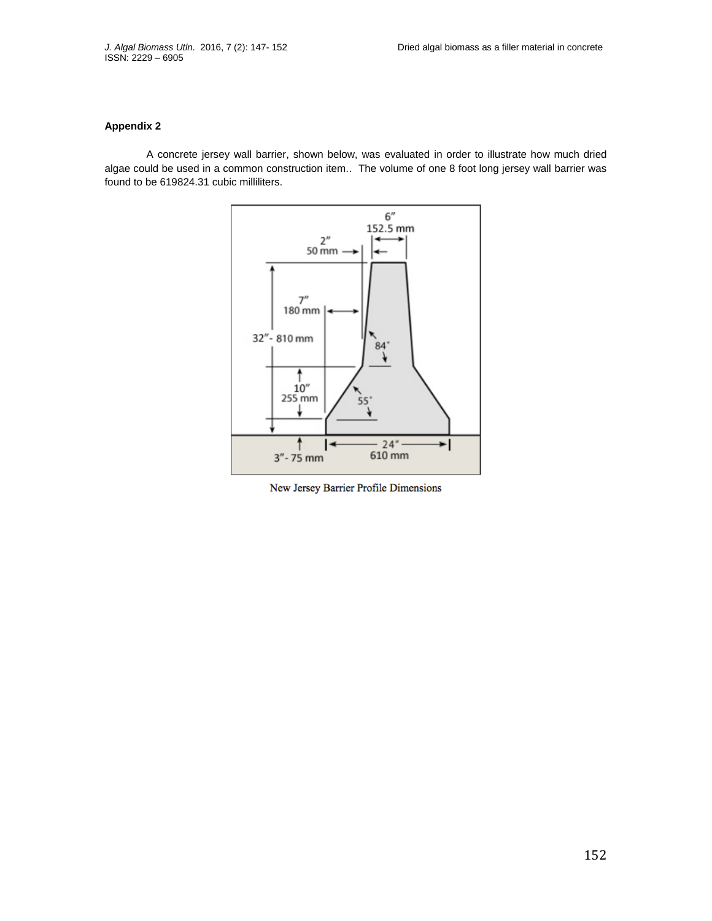**Appendix 2**

A concrete jersey wall barrier, shown below, was evaluated in order to illustrate how much dried algae could be used in a common construction item.. The volume of one 8 foot long jersey wall barrier was found to be 619824.31 cubic milliliters.

6″
152.5 mm
2″
50 mm
7″
180 mm
32″- 810 mm
84°
10″
255 mm
55°
3″- 75 mm
24″
610 mm

New Jersey Barrier Profile Dimensions